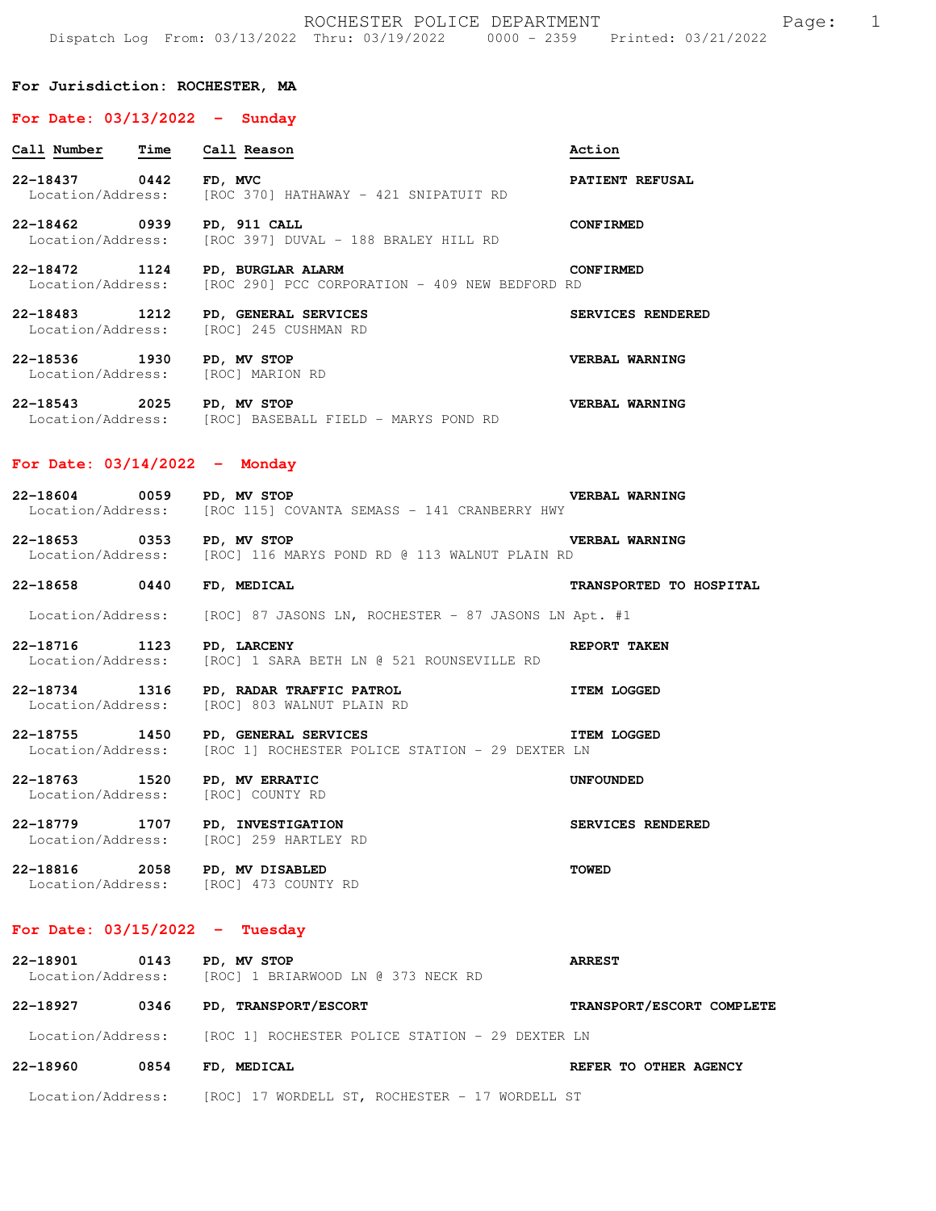# ROCHESTER POLICE DEPARTMENT

Dispatch Log From: 03/13/2022 Thru: 03/19/2022 0000 - 2359 Printed: 03/21/2022

**For Jurisdiction: ROCHESTER, MA**

## For Date: 03/13/2022 - Sunday

| Call Number | Time | Call Reason | Action |
|---|---|---|---|
| **22-18437** | **0442** | **FD, MVC** | **PATIENT REFUSAL** |
| Location/Address: | | [ROC 370] HATHAWAY - 421 SNIPATUIT RD | |
| **22-18462** | **0939** | **PD, 911 CALL** | **CONFIRMED** |
| Location/Address: | | [ROC 397] DUVAL - 188 BRALEY HILL RD | |
| **22-18472** | **1124** | **PD, BURGLAR ALARM** | **CONFIRMED** |
| Location/Address: | | [ROC 290] PCC CORPORATION - 409 NEW BEDFORD RD | |
| **22-18483** | **1212** | **PD, GENERAL SERVICES** | **SERVICES RENDERED** |
| Location/Address: | | [ROC] 245 CUSHMAN RD | |
| **22-18536** | **1930** | **PD, MV STOP** | **VERBAL WARNING** |
| Location/Address: | | [ROC] MARION RD | |
| **22-18543** | **2025** | **PD, MV STOP** | **VERBAL WARNING** |
| Location/Address: | | [ROC] BASEBALL FIELD - MARYS POND RD | |

## For Date: 03/14/2022 - Monday

| Call Number | Time | Call Reason | Action |
|---|---|---|---|
| **22-18604** | **0059** | **PD, MV STOP** | **VERBAL WARNING** |
| Location/Address: | | [ROC 115] COVANTA SEMASS - 141 CRANBERRY HWY | |
| **22-18653** | **0353** | **PD, MV STOP** | **VERBAL WARNING** |
| Location/Address: | | [ROC] 116 MARYS POND RD @ 113 WALNUT PLAIN RD | |
| **22-18658** | **0440** | **FD, MEDICAL** | **TRANSPORTED TO HOSPITAL** |
| Location/Address: | | [ROC] 87 JASONS LN, ROCHESTER - 87 JASONS LN Apt. #1 | |
| **22-18716** | **1123** | **PD, LARCENY** | **REPORT TAKEN** |
| Location/Address: | | [ROC] 1 SARA BETH LN @ 521 ROUNSEVILLE RD | |
| **22-18734** | **1316** | **PD, RADAR TRAFFIC PATROL** | **ITEM LOGGED** |
| Location/Address: | | [ROC] 803 WALNUT PLAIN RD | |
| **22-18755** | **1450** | **PD, GENERAL SERVICES** | **ITEM LOGGED** |
| Location/Address: | | [ROC 1] ROCHESTER POLICE STATION - 29 DEXTER LN | |
| **22-18763** | **1520** | **PD, MV ERRATIC** | **UNFOUNDED** |
| Location/Address: | | [ROC] COUNTY RD | |
| **22-18779** | **1707** | **PD, INVESTIGATION** | **SERVICES RENDERED** |
| Location/Address: | | [ROC] 259 HARTLEY RD | |
| **22-18816** | **2058** | **PD, MV DISABLED** | **TOWED** |
| Location/Address: | | [ROC] 473 COUNTY RD | |

## For Date: 03/15/2022 - Tuesday

| Call Number | Time | Call Reason | Action |
|---|---|---|---|
| **22-18901** | **0143** | **PD, MV STOP** | **ARREST** |
| Location/Address: | | [ROC] 1 BRIARWOOD LN @ 373 NECK RD | |
| **22-18927** | **0346** | **PD, TRANSPORT/ESCORT** | **TRANSPORT/ESCORT COMPLETE** |
| Location/Address: | | [ROC 1] ROCHESTER POLICE STATION - 29 DEXTER LN | |
| **22-18960** | **0854** | **FD, MEDICAL** | **REFER TO OTHER AGENCY** |
| Location/Address: | | [ROC] 17 WORDELL ST, ROCHESTER - 17 WORDELL ST | |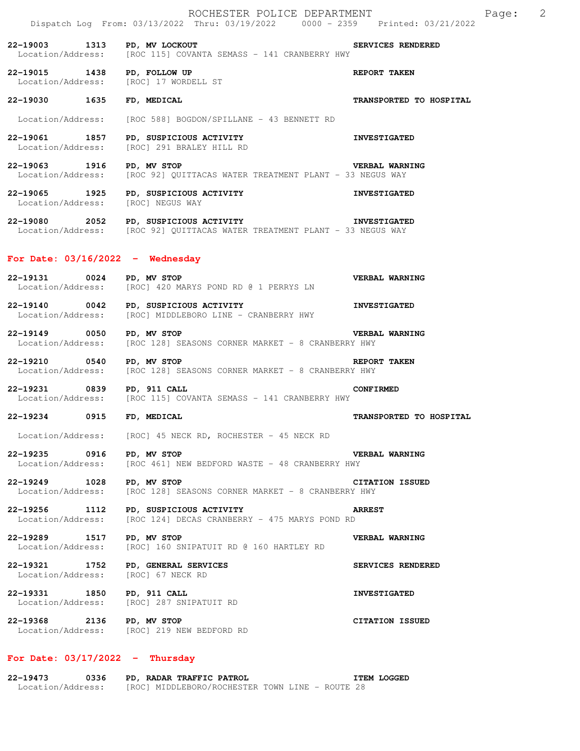22-19003 1313 **PD, MV LOCKOUT** **SERVICES RENDERED**
Location/Address: [ROC 115] COVANTA SEMASS - 141 CRANBERRY HWY

22-19015 1438 **PD, FOLLOW UP** **REPORT TAKEN**
Location/Address: [ROC] 17 WORDELL ST

22-19030 1635 **FD, MEDICAL** **TRANSPORTED TO HOSPITAL**
Location/Address: [ROC 588] BOGDON/SPILLANE - 43 BENNETT RD

22-19061 1857 **PD, SUSPICIOUS ACTIVITY** **INVESTIGATED**
Location/Address: [ROC] 291 BRALEY HILL RD

22-19063 1916 **PD, MV STOP** **VERBAL WARNING**
Location/Address: [ROC 92] QUITTACAS WATER TREATMENT PLANT - 33 NEGUS WAY

22-19065 1925 **PD, SUSPICIOUS ACTIVITY** **INVESTIGATED**
Location/Address: [ROC] NEGUS WAY

22-19080 2052 **PD, SUSPICIOUS ACTIVITY** **INVESTIGATED**
Location/Address: [ROC 92] QUITTACAS WATER TREATMENT PLANT - 33 NEGUS WAY

## For Date: 03/16/2022 - Wednesday

22-19131 0024 **PD, MV STOP** **VERBAL WARNING**
Location/Address: [ROC] 420 MARYS POND RD @ 1 PERRYS LN

22-19140 0042 **PD, SUSPICIOUS ACTIVITY** **INVESTIGATED**
Location/Address: [ROC] MIDDLEBORO LINE - CRANBERRY HWY

22-19149 0050 **PD, MV STOP** **VERBAL WARNING**
Location/Address: [ROC 128] SEASONS CORNER MARKET - 8 CRANBERRY HWY

22-19210 0540 **PD, MV STOP** **REPORT TAKEN**
Location/Address: [ROC 128] SEASONS CORNER MARKET - 8 CRANBERRY HWY

22-19231 0839 **PD, 911 CALL** **CONFIRMED**
Location/Address: [ROC 115] COVANTA SEMASS - 141 CRANBERRY HWY

22-19234 0915 **FD, MEDICAL** **TRANSPORTED TO HOSPITAL**
Location/Address: [ROC] 45 NECK RD, ROCHESTER - 45 NECK RD

22-19235 0916 **PD, MV STOP** **VERBAL WARNING**
Location/Address: [ROC 461] NEW BEDFORD WASTE - 48 CRANBERRY HWY

22-19249 1028 **PD, MV STOP** **CITATION ISSUED**
Location/Address: [ROC 128] SEASONS CORNER MARKET - 8 CRANBERRY HWY

22-19256 1112 **PD, SUSPICIOUS ACTIVITY** **ARREST**
Location/Address: [ROC 124] DECAS CRANBERRY - 475 MARYS POND RD

22-19289 1517 **PD, MV STOP** **VERBAL WARNING**
Location/Address: [ROC] 160 SNIPATUIT RD @ 160 HARTLEY RD

22-19321 1752 **PD, GENERAL SERVICES** **SERVICES RENDERED**
Location/Address: [ROC] 67 NECK RD

22-19331 1850 **PD, 911 CALL** **INVESTIGATED**
Location/Address: [ROC] 287 SNIPATUIT RD

22-19368 2136 **PD, MV STOP** **CITATION ISSUED**
Location/Address: [ROC] 219 NEW BEDFORD RD

## For Date: 03/17/2022 - Thursday

22-19473 0336 **PD, RADAR TRAFFIC PATROL** **ITEM LOGGED**
Location/Address: [ROC] MIDDLEBORO/ROCHESTER TOWN LINE - ROUTE 28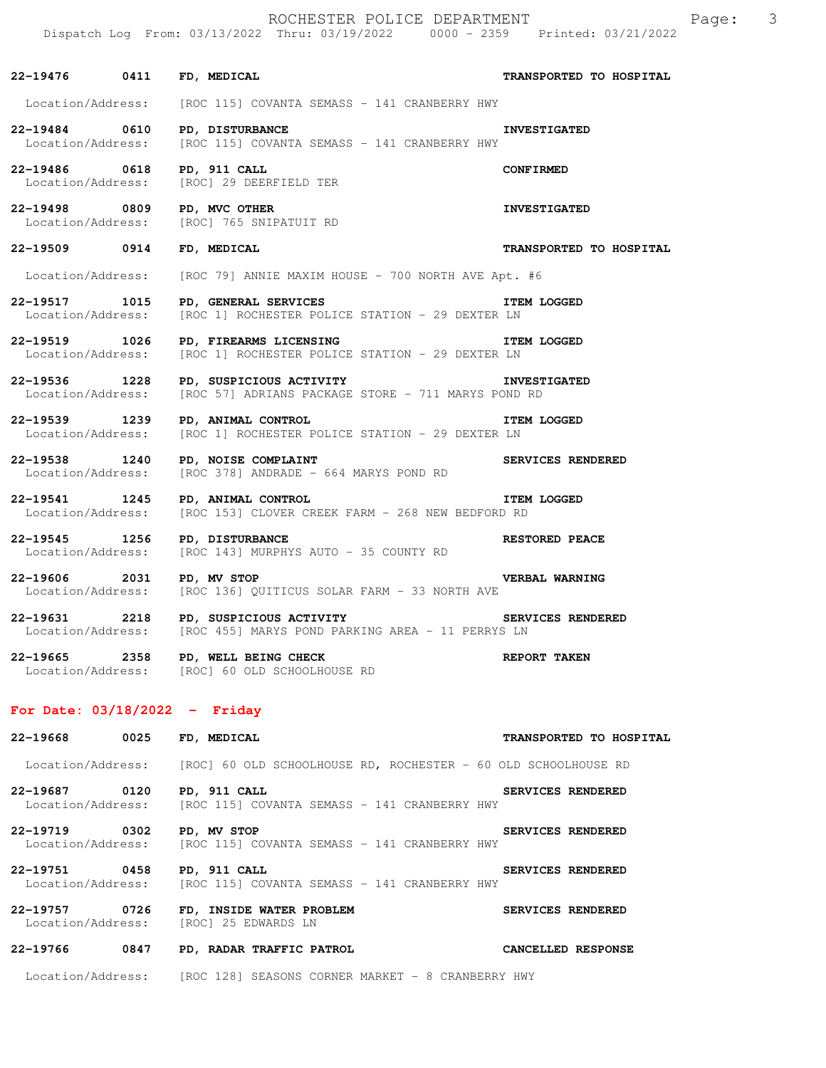22-19476 0411 FD, MEDICAL TRANSPORTED TO HOSPITAL

Location/Address: [ROC 115] COVANTA SEMASS - 141 CRANBERRY HWY

22-19484 0610 PD, DISTURBANCE INVESTIGATED
Location/Address: [ROC 115] COVANTA SEMASS - 141 CRANBERRY HWY

22-19486 0618 PD, 911 CALL CONFIRMED
Location/Address: [ROC] 29 DEERFIELD TER

22-19498 0809 PD, MVC OTHER INVESTIGATED
Location/Address: [ROC] 765 SNIPATUIT RD

22-19509 0914 FD, MEDICAL TRANSPORTED TO HOSPITAL

Location/Address: [ROC 79] ANNIE MAXIM HOUSE - 700 NORTH AVE Apt. #6

22-19517 1015 PD, GENERAL SERVICES ITEM LOGGED
Location/Address: [ROC 1] ROCHESTER POLICE STATION - 29 DEXTER LN

22-19519 1026 PD, FIREARMS LICENSING ITEM LOGGED
Location/Address: [ROC 1] ROCHESTER POLICE STATION - 29 DEXTER LN

22-19536 1228 PD, SUSPICIOUS ACTIVITY INVESTIGATED
Location/Address: [ROC 57] ADRIANS PACKAGE STORE - 711 MARYS POND RD

22-19539 1239 PD, ANIMAL CONTROL ITEM LOGGED
Location/Address: [ROC 1] ROCHESTER POLICE STATION - 29 DEXTER LN

22-19538 1240 PD, NOISE COMPLAINT SERVICES RENDERED
Location/Address: [ROC 378] ANDRADE - 664 MARYS POND RD

22-19541 1245 PD, ANIMAL CONTROL ITEM LOGGED
Location/Address: [ROC 153] CLOVER CREEK FARM - 268 NEW BEDFORD RD

22-19545 1256 PD, DISTURBANCE RESTORED PEACE
Location/Address: [ROC 143] MURPHYS AUTO - 35 COUNTY RD

22-19606 2031 PD, MV STOP VERBAL WARNING
Location/Address: [ROC 136] QUITICUS SOLAR FARM - 33 NORTH AVE

22-19631 2218 PD, SUSPICIOUS ACTIVITY SERVICES RENDERED
Location/Address: [ROC 455] MARYS POND PARKING AREA - 11 PERRYS LN

22-19665 2358 PD, WELL BEING CHECK REPORT TAKEN
Location/Address: [ROC] 60 OLD SCHOOLHOUSE RD

## For Date: 03/18/2022 - Friday

22-19668 0025 FD, MEDICAL TRANSPORTED TO HOSPITAL

Location/Address: [ROC] 60 OLD SCHOOLHOUSE RD, ROCHESTER - 60 OLD SCHOOLHOUSE RD

22-19687 0120 PD, 911 CALL SERVICES RENDERED
Location/Address: [ROC 115] COVANTA SEMASS - 141 CRANBERRY HWY

22-19719 0302 PD, MV STOP SERVICES RENDERED
Location/Address: [ROC 115] COVANTA SEMASS - 141 CRANBERRY HWY

22-19751 0458 PD, 911 CALL SERVICES RENDERED
Location/Address: [ROC 115] COVANTA SEMASS - 141 CRANBERRY HWY

22-19757 0726 FD, INSIDE WATER PROBLEM SERVICES RENDERED
Location/Address: [ROC] 25 EDWARDS LN

22-19766 0847 PD, RADAR TRAFFIC PATROL CANCELLED RESPONSE

Location/Address: [ROC 128] SEASONS CORNER MARKET - 8 CRANBERRY HWY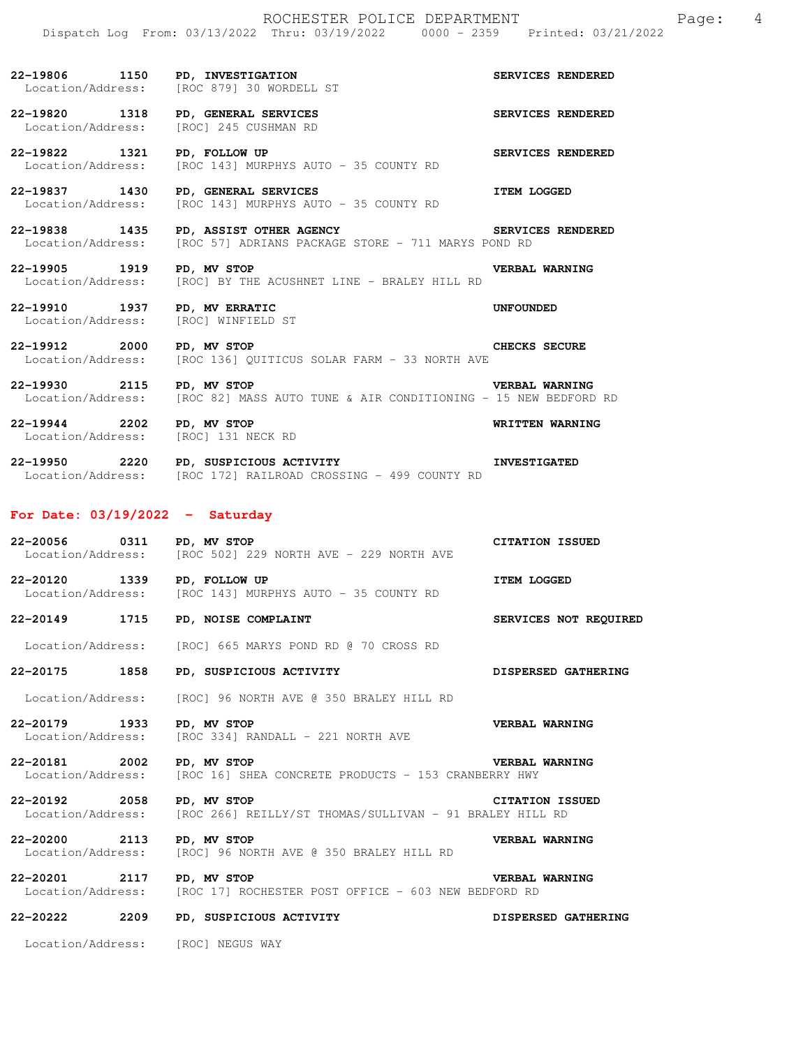**22-19806** 1150 **PD, INVESTIGATION** **SERVICES RENDERED**
Location/Address: [ROC 879] 30 WORDELL ST

**22-19820** 1318 **PD, GENERAL SERVICES** **SERVICES RENDERED**
Location/Address: [ROC] 245 CUSHMAN RD

**22-19822** 1321 **PD, FOLLOW UP** **SERVICES RENDERED**
Location/Address: [ROC 143] MURPHYS AUTO - 35 COUNTY RD

**22-19837** 1430 **PD, GENERAL SERVICES** **ITEM LOGGED**
Location/Address: [ROC 143] MURPHYS AUTO - 35 COUNTY RD

**22-19838** 1435 **PD, ASSIST OTHER AGENCY** **SERVICES RENDERED**
Location/Address: [ROC 57] ADRIANS PACKAGE STORE - 711 MARYS POND RD

**22-19905** 1919 **PD, MV STOP** **VERBAL WARNING**
Location/Address: [ROC] BY THE ACUSHNET LINE - BRALEY HILL RD

**22-19910** 1937 **PD, MV ERRATIC** **UNFOUNDED**
Location/Address: [ROC] WINFIELD ST

**22-19912** 2000 **PD, MV STOP** **CHECKS SECURE**
Location/Address: [ROC 136] QUITICUS SOLAR FARM - 33 NORTH AVE

**22-19930** 2115 **PD, MV STOP** **VERBAL WARNING**
Location/Address: [ROC 82] MASS AUTO TUNE & AIR CONDITIONING - 15 NEW BEDFORD RD

**22-19944** 2202 **PD, MV STOP** **WRITTEN WARNING**
Location/Address: [ROC] 131 NECK RD

**22-19950** 2220 **PD, SUSPICIOUS ACTIVITY** **INVESTIGATED**
Location/Address: [ROC 172] RAILROAD CROSSING - 499 COUNTY RD

## For Date: 03/19/2022 - Saturday

**22-20056** 0311 **PD, MV STOP** **CITATION ISSUED**
Location/Address: [ROC 502] 229 NORTH AVE - 229 NORTH AVE

**22-20120** 1339 **PD, FOLLOW UP** **ITEM LOGGED**
Location/Address: [ROC 143] MURPHYS AUTO - 35 COUNTY RD

**22-20149** 1715 **PD, NOISE COMPLAINT** **SERVICES NOT REQUIRED**
Location/Address: [ROC] 665 MARYS POND RD @ 70 CROSS RD

**22-20175** 1858 **PD, SUSPICIOUS ACTIVITY** **DISPERSED GATHERING**
Location/Address: [ROC] 96 NORTH AVE @ 350 BRALEY HILL RD

**22-20179** 1933 **PD, MV STOP** **VERBAL WARNING**
Location/Address: [ROC 334] RANDALL - 221 NORTH AVE

**22-20181** 2002 **PD, MV STOP** **VERBAL WARNING**
Location/Address: [ROC 16] SHEA CONCRETE PRODUCTS - 153 CRANBERRY HWY

**22-20192** 2058 **PD, MV STOP** **CITATION ISSUED**
Location/Address: [ROC 266] REILLY/ST THOMAS/SULLIVAN - 91 BRALEY HILL RD

**22-20200** 2113 **PD, MV STOP** **VERBAL WARNING**
Location/Address: [ROC] 96 NORTH AVE @ 350 BRALEY HILL RD

**22-20201** 2117 **PD, MV STOP** **VERBAL WARNING**
Location/Address: [ROC 17] ROCHESTER POST OFFICE - 603 NEW BEDFORD RD

**22-20222** 2209 **PD, SUSPICIOUS ACTIVITY** **DISPERSED GATHERING**
Location/Address: [ROC] NEGUS WAY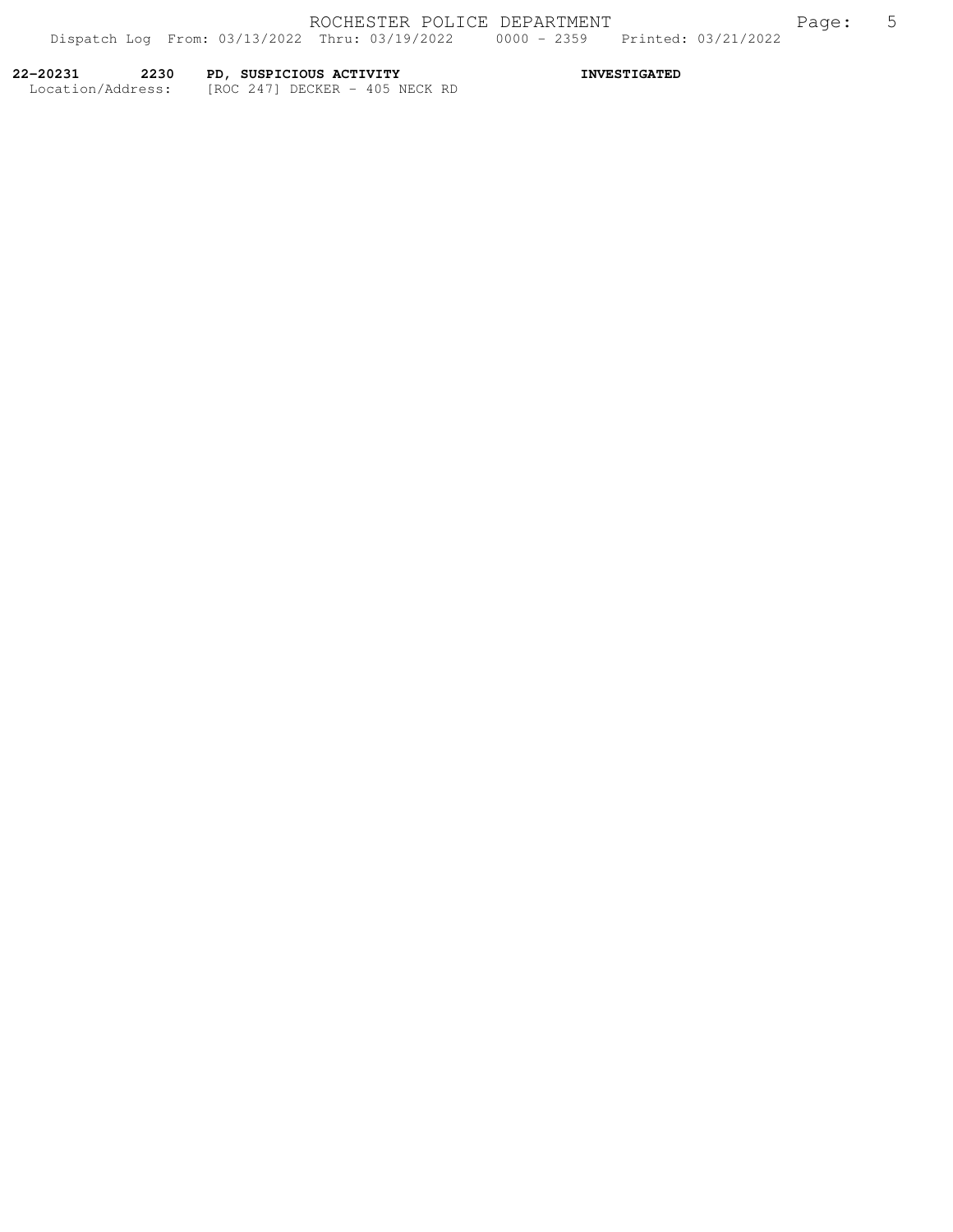**22-20231 2230 PD, SUSPICIOUS ACTIVITY INVESTIGATED**

Location/Address: [ROC 247] DECKER - 405 NECK RD